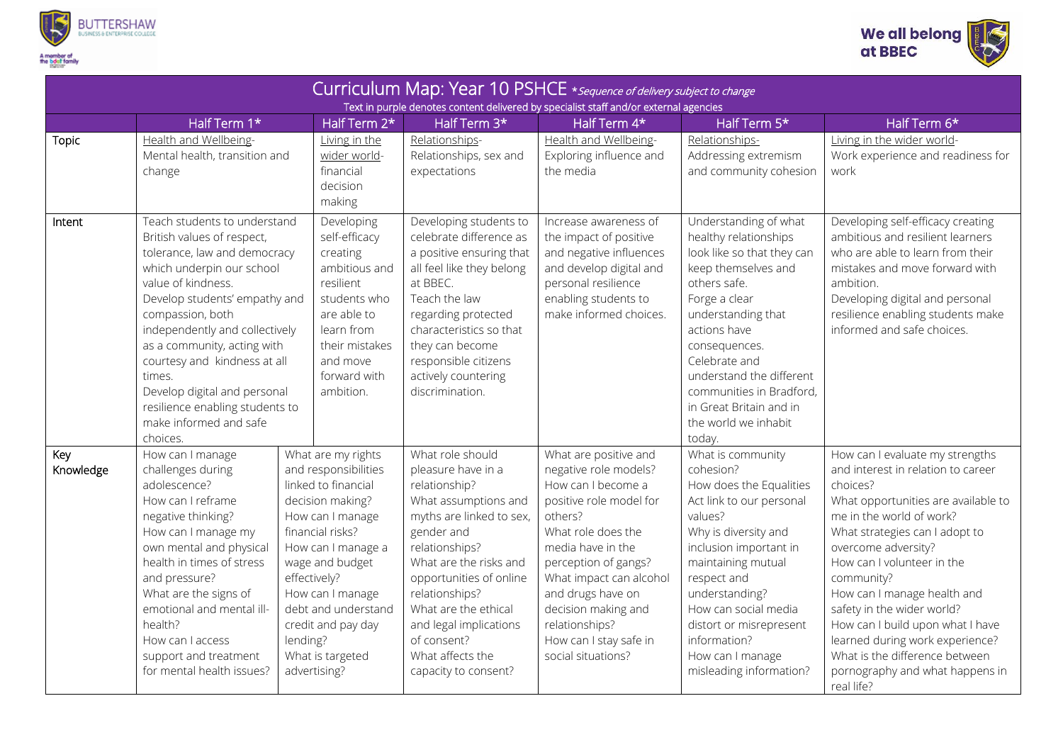# Curriculum Map: Year 10 PSHCE *\*Sequence of delivery subject to change*

Text in purple denotes content delivered by specialist staff and/or external agencies

| | Half Term 1* | Half Term 2* | Half Term 3* | Half Term 4* | Half Term 5* | Half Term 6* |
|---|---|---|---|---|---|---|
| Topic | Health and Wellbeing- Mental health, transition and change | Living in the wider world- financial decision making | Relationships- Relationships, sex and expectations | Health and Wellbeing- Exploring influence and the media | Relationships- Addressing extremism and community cohesion | Living in the wider world- Work experience and readiness for work |
| Intent | Teach students to understand British values of respect, tolerance, law and democracy which underpin our school value of kindness. Develop students' empathy and compassion, both independently and collectively as a community, acting with courtesy and kindness at all times. Develop digital and personal resilience enabling students to make informed and safe choices. | Developing self-efficacy creating ambitious and resilient students who are able to learn from their mistakes and move forward with ambition. | Developing students to celebrate difference as a positive ensuring that all feel like they belong at BBEC. Teach the law regarding protected characteristics so that they can become responsible citizens actively countering discrimination. | Increase awareness of the impact of positive and negative influences and develop digital and personal resilience enabling students to make informed choices. | Understanding of what healthy relationships look like so that they can keep themselves and others safe. Forge a clear understanding that actions have consequences. Celebrate and understand the different communities in Bradford, in Great Britain and in the world we inhabit today. | Developing self-efficacy creating ambitious and resilient learners who are able to learn from their mistakes and move forward with ambition. Developing digital and personal resilience enabling students make informed and safe choices. |
| Key Knowledge | How can I manage challenges during adolescence? How can I reframe negative thinking? How can I manage my own mental and physical health in times of stress and pressure? What are the signs of emotional and mental ill-health? How can I access support and treatment for mental health issues? | What are my rights and responsibilities linked to financial decision making? How can I manage financial risks? How can I manage a wage and budget effectively? How can I manage debt and understand credit and pay day lending? What is targeted advertising? | What role should pleasure have in a relationship? What assumptions and myths are linked to sex, gender and relationships? What are the risks and opportunities of online relationships? What are the ethical and legal implications of consent? What affects the capacity to consent? | What are positive and negative role models? How can I become a positive role model for others? What role does the media have in the perception of gangs? What impact can alcohol and drugs have on decision making and relationships? How can I stay safe in social situations? | What is community cohesion? How does the Equalities Act link to our personal values? Why is diversity and inclusion important in maintaining mutual respect and understanding? How can social media distort or misrepresent information? How can I manage misleading information? | How can I evaluate my strengths and interest in relation to career choices? What opportunities are available to me in the world of work? What strategies can I adopt to overcome adversity? How can I volunteer in the community? How can I manage health and safety in the wider world? How can I build upon what I have learned during work experience? What is the difference between pornography and what happens in real life? |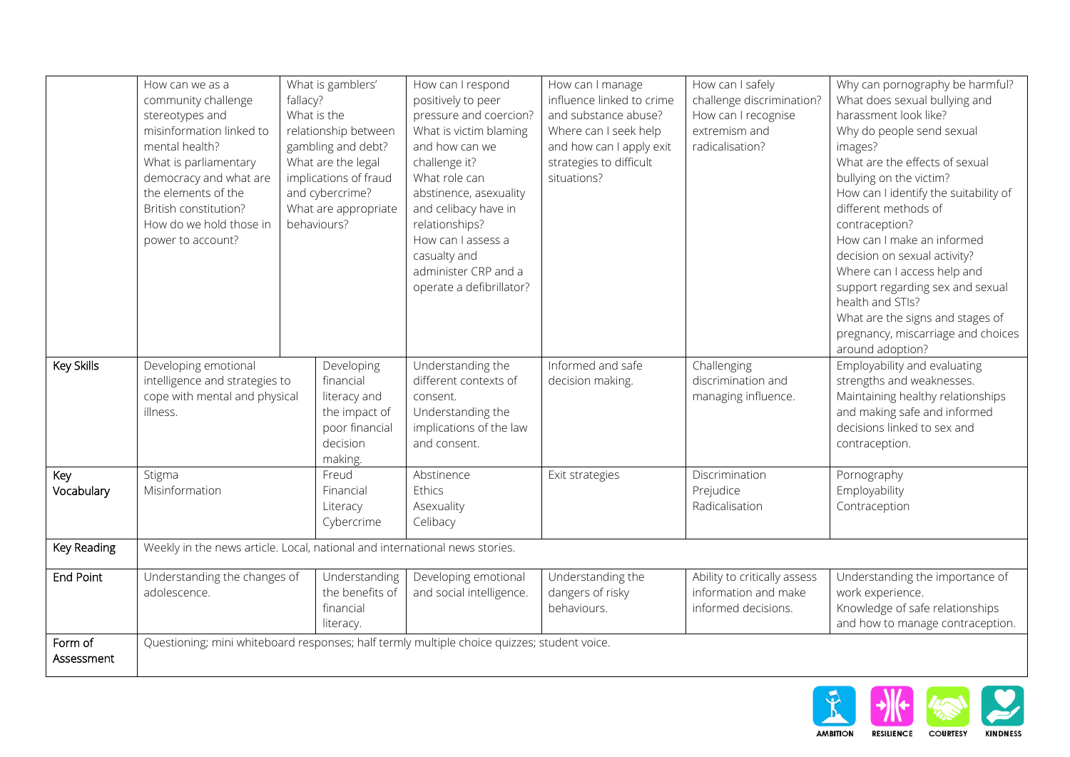| | | | | | | |
|---|---|---|---|---|---|---|
| | How can we as a community challenge stereotypes and misinformation linked to mental health?<br>What is parliamentary democracy and what are the elements of the British constitution?<br>How do we hold those in power to account? | What is gamblers' fallacy?<br>What is the relationship between gambling and debt?<br>What are the legal implications of fraud and cybercrime?<br>What are appropriate behaviours? | How can I respond positively to peer pressure and coercion?<br>What is victim blaming and how can we challenge it?<br>What role can abstinence, asexuality and celibacy have in relationships?<br>How can I assess a casualty and administer CRP and a operate a defibrillator? | How can I manage influence linked to crime and substance abuse?<br>Where can I seek help and how can I apply exit strategies to difficult situations? | How can I safely challenge discrimination?<br>How can I recognise extremism and radicalisation? | Why can pornography be harmful?<br>What does sexual bullying and harassment look like?<br>Why do people send sexual images?<br>What are the effects of sexual bullying on the victim?<br>How can I identify the suitability of different methods of contraception?<br>How can I make an informed decision on sexual activity?<br>Where can I access help and support regarding sex and sexual health and STIs?<br>What are the signs and stages of pregnancy, miscarriage and choices around adoption? |
| **Key Skills** | Developing emotional intelligence and strategies to cope with mental and physical illness. | Developing financial literacy and the impact of poor financial decision making. | Understanding the different contexts of consent.<br>Understanding the implications of the law and consent. | Informed and safe decision making. | Challenging discrimination and managing influence. | Employability and evaluating strengths and weaknesses.<br>Maintaining healthy relationships and making safe and informed decisions linked to sex and contraception. |
| **Key Vocabulary** | Stigma<br>Misinformation | Freud<br>Financial<br>Literacy<br>Cybercrime | Abstinence<br>Ethics<br>Asexuality<br>Celibacy | Exit strategies | Discrimination<br>Prejudice<br>Radicalisation | Pornography<br>Employability<br>Contraception |
| **Key Reading** | Weekly in the news article. Local, national and international news stories. | | | | | |
| **End Point** | Understanding the changes of adolescence. | Understanding the benefits of financial literacy. | Developing emotional and social intelligence. | Understanding the dangers of risky behaviours. | Ability to critically assess information and make informed decisions. | Understanding the importance of work experience.<br>Knowledge of safe relationships and how to manage contraception. |
| **Form of Assessment** | Questioning; mini whiteboard responses; half termly multiple choice quizzes; student voice. | | | | | |